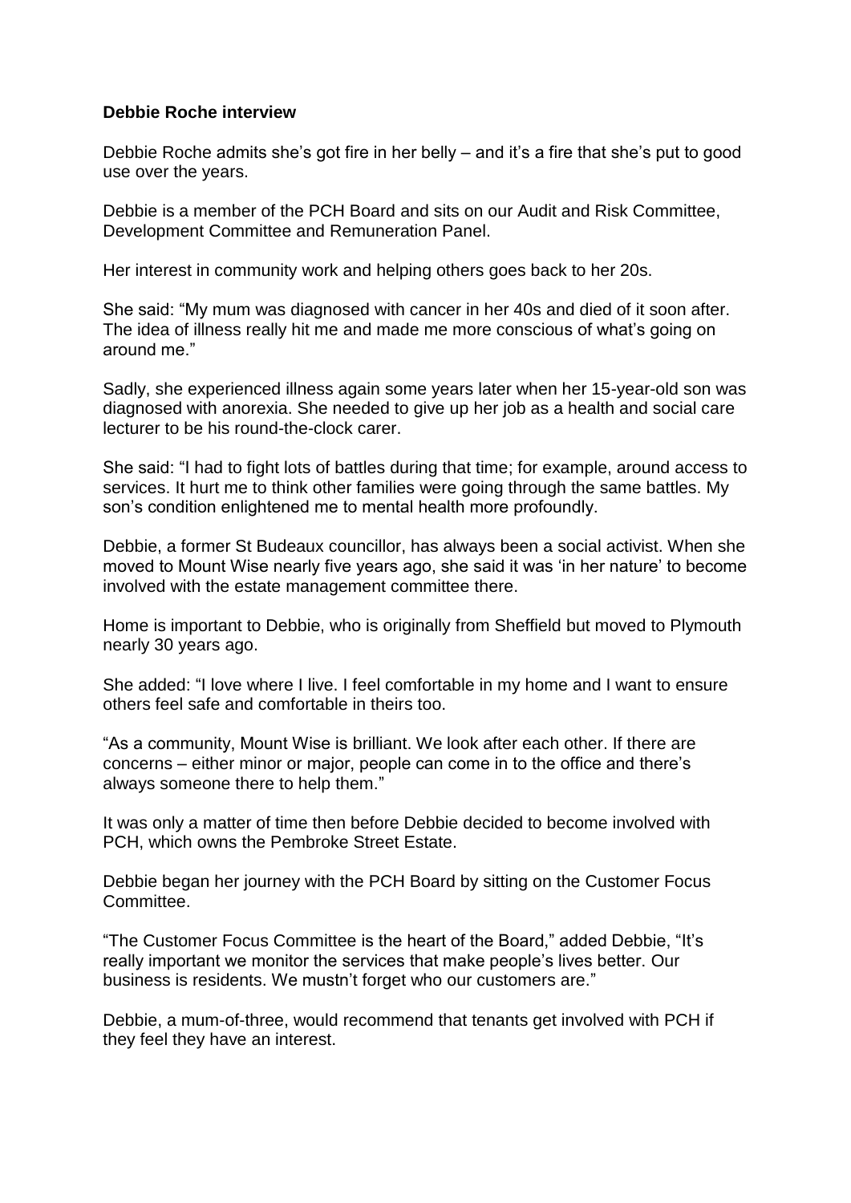**Debbie Roche interview**

Debbie Roche admits she's got fire in her belly – and it's a fire that she's put to good use over the years.

Debbie is a member of the PCH Board and sits on our Audit and Risk Committee, Development Committee and Remuneration Panel.

Her interest in community work and helping others goes back to her 20s.

She said: "My mum was diagnosed with cancer in her 40s and died of it soon after. The idea of illness really hit me and made me more conscious of what's going on around me."

Sadly, she experienced illness again some years later when her 15-year-old son was diagnosed with anorexia. She needed to give up her job as a health and social care lecturer to be his round-the-clock carer.

She said: "I had to fight lots of battles during that time; for example, around access to services. It hurt me to think other families were going through the same battles. My son's condition enlightened me to mental health more profoundly.

Debbie, a former St Budeaux councillor, has always been a social activist. When she moved to Mount Wise nearly five years ago, she said it was 'in her nature' to become involved with the estate management committee there.

Home is important to Debbie, who is originally from Sheffield but moved to Plymouth nearly 30 years ago.

She added: "I love where I live. I feel comfortable in my home and I want to ensure others feel safe and comfortable in theirs too.

"As a community, Mount Wise is brilliant. We look after each other. If there are concerns – either minor or major, people can come in to the office and there's always someone there to help them."

It was only a matter of time then before Debbie decided to become involved with PCH, which owns the Pembroke Street Estate.

Debbie began her journey with the PCH Board by sitting on the Customer Focus Committee.

"The Customer Focus Committee is the heart of the Board," added Debbie, "It's really important we monitor the services that make people's lives better. Our business is residents. We mustn't forget who our customers are."

Debbie, a mum-of-three, would recommend that tenants get involved with PCH if they feel they have an interest.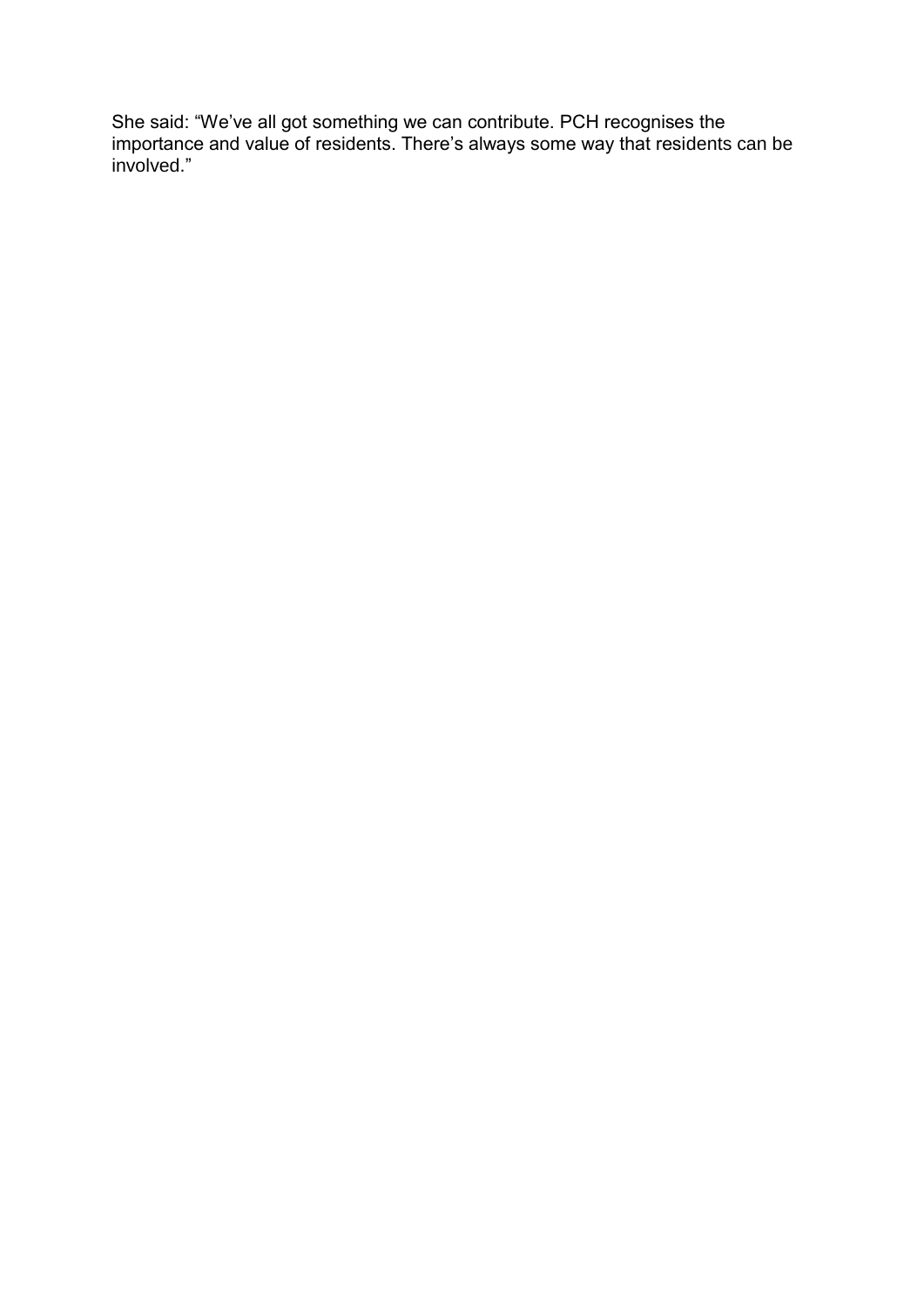She said: "We've all got something we can contribute. PCH recognises the importance and value of residents. There's always some way that residents can be involved."